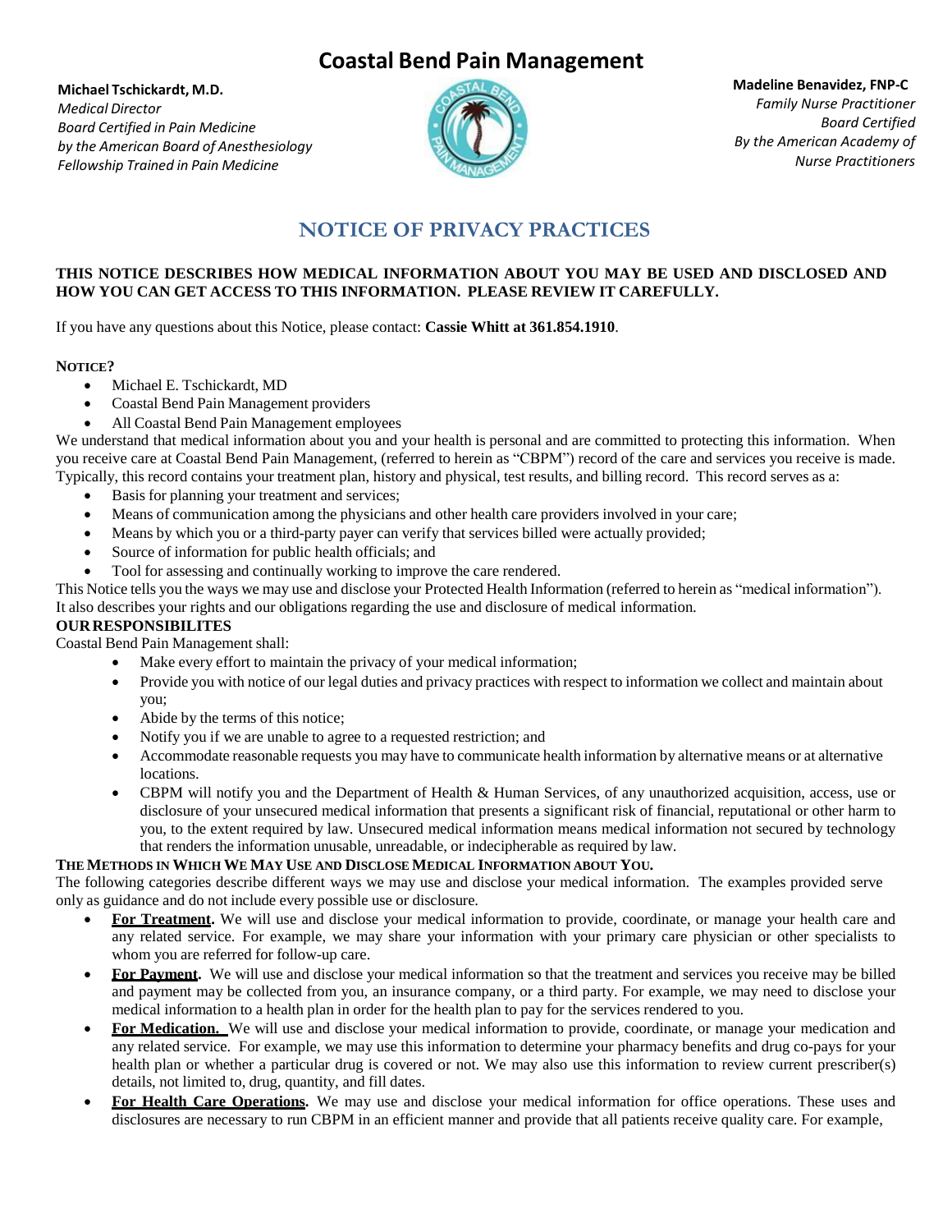# Coastal Bend Pain Management

**Michael Tschickardt, M.D.**
*Medical Director*
*Board Certified in Pain Medicine*
*by the American Board of Anesthesiology*
*Fellowship Trained in Pain Medicine*

**Madeline Benavidez, FNP-C**
*Family Nurse Practitioner*
*Board Certified*
*By the American Academy of*
*Nurse Practitioners*

## NOTICE OF PRIVACY PRACTICES

**THIS NOTICE DESCRIBES HOW MEDICAL INFORMATION ABOUT YOU MAY BE USED AND DISCLOSED AND HOW YOU CAN GET ACCESS TO THIS INFORMATION. PLEASE REVIEW IT CAREFULLY.**

If you have any questions about this Notice, please contact: **Cassie Whitt at 361.854.1910**.

**NOTICE?**

- Michael E. Tschickardt, MD
- Coastal Bend Pain Management providers
- All Coastal Bend Pain Management employees

We understand that medical information about you and your health is personal and are committed to protecting this information. When you receive care at Coastal Bend Pain Management, (referred to herein as "CBPM") record of the care and services you receive is made. Typically, this record contains your treatment plan, history and physical, test results, and billing record. This record serves as a:

- Basis for planning your treatment and services;
- Means of communication among the physicians and other health care providers involved in your care;
- Means by which you or a third-party payer can verify that services billed were actually provided;
- Source of information for public health officials; and
- Tool for assessing and continually working to improve the care rendered.

This Notice tells you the ways we may use and disclose your Protected Health Information (referred to herein as "medical information"). It also describes your rights and our obligations regarding the use and disclosure of medical information.

**OUR RESPONSIBILITES**

Coastal Bend Pain Management shall:

- Make every effort to maintain the privacy of your medical information;
- Provide you with notice of our legal duties and privacy practices with respect to information we collect and maintain about you;
- Abide by the terms of this notice;
- Notify you if we are unable to agree to a requested restriction; and
- Accommodate reasonable requests you may have to communicate health information by alternative means or at alternative locations.
- CBPM will notify you and the Department of Health & Human Services, of any unauthorized acquisition, access, use or disclosure of your unsecured medical information that presents a significant risk of financial, reputational or other harm to you, to the extent required by law. Unsecured medical information means medical information not secured by technology that renders the information unusable, unreadable, or indecipherable as required by law.

**THE METHODS IN WHICH WE MAY USE AND DISCLOSE MEDICAL INFORMATION ABOUT YOU.**

The following categories describe different ways we may use and disclose your medical information. The examples provided serve only as guidance and do not include every possible use or disclosure.

- **For Treatment.** We will use and disclose your medical information to provide, coordinate, or manage your health care and any related service. For example, we may share your information with your primary care physician or other specialists to whom you are referred for follow-up care.
- **For Payment.** We will use and disclose your medical information so that the treatment and services you receive may be billed and payment may be collected from you, an insurance company, or a third party. For example, we may need to disclose your medical information to a health plan in order for the health plan to pay for the services rendered to you.
- **For Medication.** We will use and disclose your medical information to provide, coordinate, or manage your medication and any related service. For example, we may use this information to determine your pharmacy benefits and drug co-pays for your health plan or whether a particular drug is covered or not. We may also use this information to review current prescriber(s) details, not limited to, drug, quantity, and fill dates.
- **For Health Care Operations.** We may use and disclose your medical information for office operations. These uses and disclosures are necessary to run CBPM in an efficient manner and provide that all patients receive quality care. For example,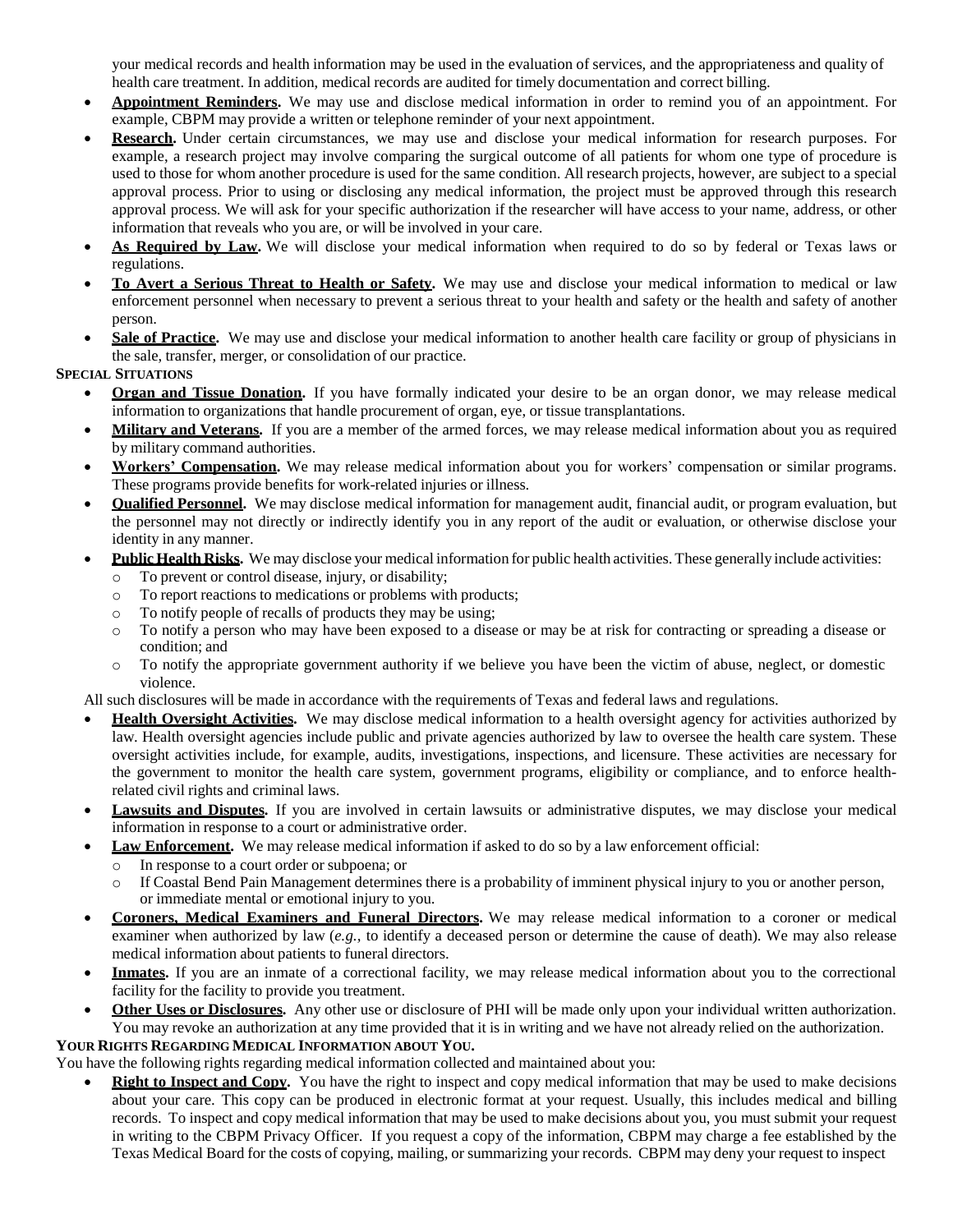your medical records and health information may be used in the evaluation of services, and the appropriateness and quality of health care treatment. In addition, medical records are audited for timely documentation and correct billing.

- **Appointment Reminders.** We may use and disclose medical information in order to remind you of an appointment. For example, CBPM may provide a written or telephone reminder of your next appointment.
- **Research.** Under certain circumstances, we may use and disclose your medical information for research purposes. For example, a research project may involve comparing the surgical outcome of all patients for whom one type of procedure is used to those for whom another procedure is used for the same condition. All research projects, however, are subject to a special approval process. Prior to using or disclosing any medical information, the project must be approved through this research approval process. We will ask for your specific authorization if the researcher will have access to your name, address, or other information that reveals who you are, or will be involved in your care.
- **As Required by Law.** We will disclose your medical information when required to do so by federal or Texas laws or regulations.
- **To Avert a Serious Threat to Health or Safety.** We may use and disclose your medical information to medical or law enforcement personnel when necessary to prevent a serious threat to your health and safety or the health and safety of another person.
- **Sale of Practice.** We may use and disclose your medical information to another health care facility or group of physicians in the sale, transfer, merger, or consolidation of our practice.

**SPECIAL SITUATIONS**

- **Organ and Tissue Donation.** If you have formally indicated your desire to be an organ donor, we may release medical information to organizations that handle procurement of organ, eye, or tissue transplantations.
- **Military and Veterans.** If you are a member of the armed forces, we may release medical information about you as required by military command authorities.
- **Workers' Compensation.** We may release medical information about you for workers' compensation or similar programs. These programs provide benefits for work-related injuries or illness.
- **Qualified Personnel.** We may disclose medical information for management audit, financial audit, or program evaluation, but the personnel may not directly or indirectly identify you in any report of the audit or evaluation, or otherwise disclose your identity in any manner.
- **Public Health Risks.** We may disclose your medical information for public health activities. These generally include activities:
  - To prevent or control disease, injury, or disability;
  - To report reactions to medications or problems with products;
  - To notify people of recalls of products they may be using;
  - To notify a person who may have been exposed to a disease or may be at risk for contracting or spreading a disease or condition; and
  - To notify the appropriate government authority if we believe you have been the victim of abuse, neglect, or domestic violence.

All such disclosures will be made in accordance with the requirements of Texas and federal laws and regulations.

- **Health Oversight Activities.** We may disclose medical information to a health oversight agency for activities authorized by law. Health oversight agencies include public and private agencies authorized by law to oversee the health care system. These oversight activities include, for example, audits, investigations, inspections, and licensure. These activities are necessary for the government to monitor the health care system, government programs, eligibility or compliance, and to enforce health-related civil rights and criminal laws.
- **Lawsuits and Disputes.** If you are involved in certain lawsuits or administrative disputes, we may disclose your medical information in response to a court or administrative order.
- **Law Enforcement.** We may release medical information if asked to do so by a law enforcement official:
  - In response to a court order or subpoena; or
  - If Coastal Bend Pain Management determines there is a probability of imminent physical injury to you or another person, or immediate mental or emotional injury to you.
- **Coroners, Medical Examiners and Funeral Directors.** We may release medical information to a coroner or medical examiner when authorized by law (*e.g.*, to identify a deceased person or determine the cause of death). We may also release medical information about patients to funeral directors.
- **Inmates.** If you are an inmate of a correctional facility, we may release medical information about you to the correctional facility for the facility to provide you treatment.
- **Other Uses or Disclosures.** Any other use or disclosure of PHI will be made only upon your individual written authorization. You may revoke an authorization at any time provided that it is in writing and we have not already relied on the authorization.

**YOUR RIGHTS REGARDING MEDICAL INFORMATION ABOUT YOU.**

You have the following rights regarding medical information collected and maintained about you:

- **Right to Inspect and Copy.** You have the right to inspect and copy medical information that may be used to make decisions about your care. This copy can be produced in electronic format at your request. Usually, this includes medical and billing records. To inspect and copy medical information that may be used to make decisions about you, you must submit your request in writing to the CBPM Privacy Officer. If you request a copy of the information, CBPM may charge a fee established by the Texas Medical Board for the costs of copying, mailing, or summarizing your records. CBPM may deny your request to inspect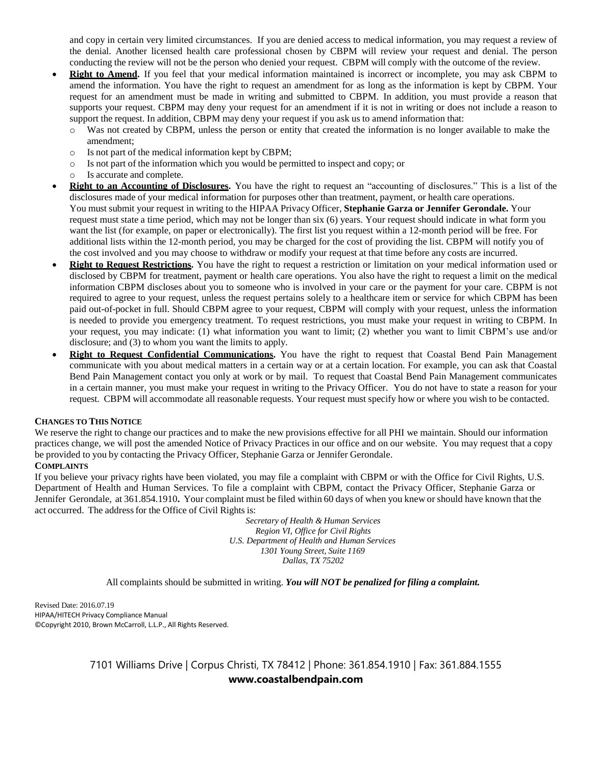and copy in certain very limited circumstances. If you are denied access to medical information, you may request a review of the denial. Another licensed health care professional chosen by CBPM will review your request and denial. The person conducting the review will not be the person who denied your request. CBPM will comply with the outcome of the review.

- **Right to Amend.** If you feel that your medical information maintained is incorrect or incomplete, you may ask CBPM to amend the information. You have the right to request an amendment for as long as the information is kept by CBPM. Your request for an amendment must be made in writing and submitted to CBPM. In addition, you must provide a reason that supports your request. CBPM may deny your request for an amendment if it is not in writing or does not include a reason to support the request. In addition, CBPM may deny your request if you ask us to amend information that:
    - Was not created by CBPM, unless the person or entity that created the information is no longer available to make the amendment;
    - Is not part of the medical information kept by CBPM;
    - Is not part of the information which you would be permitted to inspect and copy; or
    - Is accurate and complete.
- **Right to an Accounting of Disclosures.** You have the right to request an "accounting of disclosures." This is a list of the disclosures made of your medical information for purposes other than treatment, payment, or health care operations. You must submit your request in writing to the HIPAA Privacy Officer, **Stephanie Garza or Jennifer Gerondale.** Your request must state a time period, which may not be longer than six (6) years. Your request should indicate in what form you want the list (for example, on paper or electronically). The first list you request within a 12-month period will be free. For additional lists within the 12-month period, you may be charged for the cost of providing the list. CBPM will notify you of the cost involved and you may choose to withdraw or modify your request at that time before any costs are incurred.
- **Right to Request Restrictions.** You have the right to request a restriction or limitation on your medical information used or disclosed by CBPM for treatment, payment or health care operations. You also have the right to request a limit on the medical information CBPM discloses about you to someone who is involved in your care or the payment for your care. CBPM is not required to agree to your request, unless the request pertains solely to a healthcare item or service for which CBPM has been paid out-of-pocket in full. Should CBPM agree to your request, CBPM will comply with your request, unless the information is needed to provide you emergency treatment. To request restrictions, you must make your request in writing to CBPM. In your request, you may indicate: (1) what information you want to limit; (2) whether you want to limit CBPM's use and/or disclosure; and (3) to whom you want the limits to apply.
- **Right to Request Confidential Communications.** You have the right to request that Coastal Bend Pain Management communicate with you about medical matters in a certain way or at a certain location. For example, you can ask that Coastal Bend Pain Management contact you only at work or by mail. To request that Coastal Bend Pain Management communicates in a certain manner, you must make your request in writing to the Privacy Officer. You do not have to state a reason for your request. CBPM will accommodate all reasonable requests. Your request must specify how or where you wish to be contacted.

**CHANGES TO THIS NOTICE**

We reserve the right to change our practices and to make the new provisions effective for all PHI we maintain. Should our information practices change, we will post the amended Notice of Privacy Practices in our office and on our website. You may request that a copy be provided to you by contacting the Privacy Officer, Stephanie Garza or Jennifer Gerondale.

**COMPLAINTS**

If you believe your privacy rights have been violated, you may file a complaint with CBPM or with the Office for Civil Rights, U.S. Department of Health and Human Services. To file a complaint with CBPM, contact the Privacy Officer, Stephanie Garza or Jennifer Gerondale, at 361.854.1910**.** Your complaint must be filed within 60 days of when you knew or should have known that the act occurred. The address for the Office of Civil Rights is:

*Secretary of Health & Human Services*
*Region VI, Office for Civil Rights*
*U.S. Department of Health and Human Services*
*1301 Young Street, Suite 1169*
*Dallas, TX 75202*

All complaints should be submitted in writing. ***You will NOT be penalized for filing a complaint.***

Revised Date: 2016.07.19
HIPAA/HITECH Privacy Compliance Manual
©Copyright 2010, Brown McCarroll, L.L.P., All Rights Reserved.

7101 Williams Drive | Corpus Christi, TX 78412 | Phone: 361.854.1910 | Fax: 361.884.1555
**www.coastalbendpain.com**